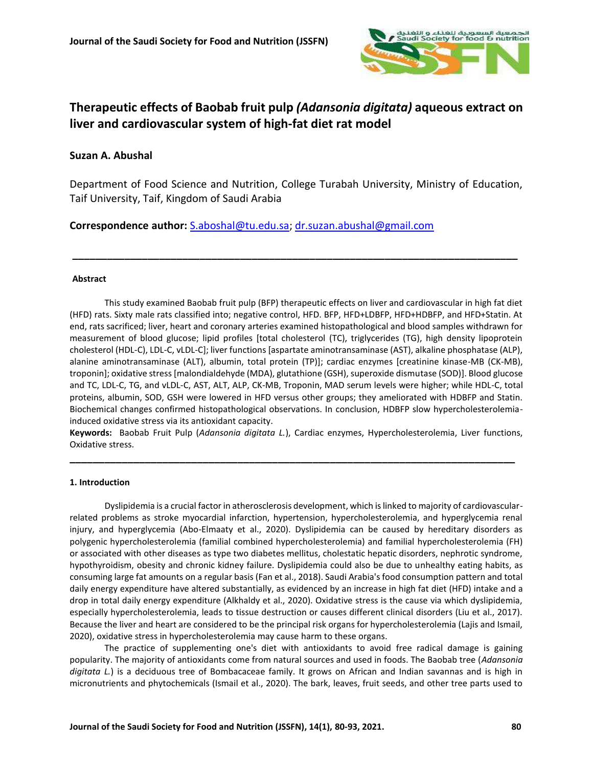# Therapeutic effects of Baobab fruit pulp *(Adansonia digitata)* aqueous extract on liver and cardiovascular system of high-fat diet rat model

**Suzan A. Abushal**

Department of Food Science and Nutrition, College Turabah University, Ministry of Education, Taif University, Taif, Kingdom of Saudi Arabia

**Correspondence author:** S.aboshal@tu.edu.sa; dr.suzan.abushal@gmail.com

---

**Abstract**

This study examined Baobab fruit pulp (BFP) therapeutic effects on liver and cardiovascular in high fat diet (HFD) rats. Sixty male rats classified into; negative control, HFD. BFP, HFD+LDBFP, HFD+HDBFP, and HFD+Statin. At end, rats sacrificed; liver, heart and coronary arteries examined histopathological and blood samples withdrawn for measurement of blood glucose; lipid profiles [total cholesterol (TC), triglycerides (TG), high density lipoprotein cholesterol (HDL-C), LDL-C, vLDL-C]; liver functions [aspartate aminotransaminase (AST), alkaline phosphatase (ALP), alanine aminotransaminase (ALT), albumin, total protein (TP)]; cardiac enzymes [creatinine kinase-MB (CK-MB), troponin]; oxidative stress [malondialdehyde (MDA), glutathione (GSH), superoxide dismutase (SOD)]. Blood glucose and TC, LDL-C, TG, and vLDL-C, AST, ALT, ALP, CK-MB, Troponin, MAD serum levels were higher; while HDL-C, total proteins, albumin, SOD, GSH were lowered in HFD versus other groups; they ameliorated with HDBFP and Statin. Biochemical changes confirmed histopathological observations. In conclusion, HDBFP slow hypercholesterolemia-induced oxidative stress via its antioxidant capacity.

**Keywords:** Baobab Fruit Pulp (*Adansonia digitata L.*), Cardiac enzymes, Hypercholesterolemia, Liver functions, Oxidative stress.

---

**1. Introduction**

Dyslipidemia is a crucial factor in atherosclerosis development, which is linked to majority of cardiovascular-related problems as stroke myocardial infarction, hypertension, hypercholesterolemia, and hyperglycemia renal injury, and hyperglycemia (Abo-Elmaaty et al., 2020). Dyslipidemia can be caused by hereditary disorders as polygenic hypercholesterolemia (familial combined hypercholesterolemia) and familial hypercholesterolemia (FH) or associated with other diseases as type two diabetes mellitus, cholestatic hepatic disorders, nephrotic syndrome, hypothyroidism, obesity and chronic kidney failure. Dyslipidemia could also be due to unhealthy eating habits, as consuming large fat amounts on a regular basis (Fan et al., 2018). Saudi Arabia's food consumption pattern and total daily energy expenditure have altered substantially, as evidenced by an increase in high fat diet (HFD) intake and a drop in total daily energy expenditure (Alkhaldy et al., 2020). Oxidative stress is the cause via which dyslipidemia, especially hypercholesterolemia, leads to tissue destruction or causes different clinical disorders (Liu et al., 2017). Because the liver and heart are considered to be the principal risk organs for hypercholesterolemia (Lajis and Ismail, 2020), oxidative stress in hypercholesterolemia may cause harm to these organs.

The practice of supplementing one's diet with antioxidants to avoid free radical damage is gaining popularity. The majority of antioxidants come from natural sources and used in foods. The Baobab tree (*Adansonia digitata L.*) is a deciduous tree of Bombacaceae family. It grows on African and Indian savannas and is high in micronutrients and phytochemicals (Ismail et al., 2020). The bark, leaves, fruit seeds, and other tree parts used to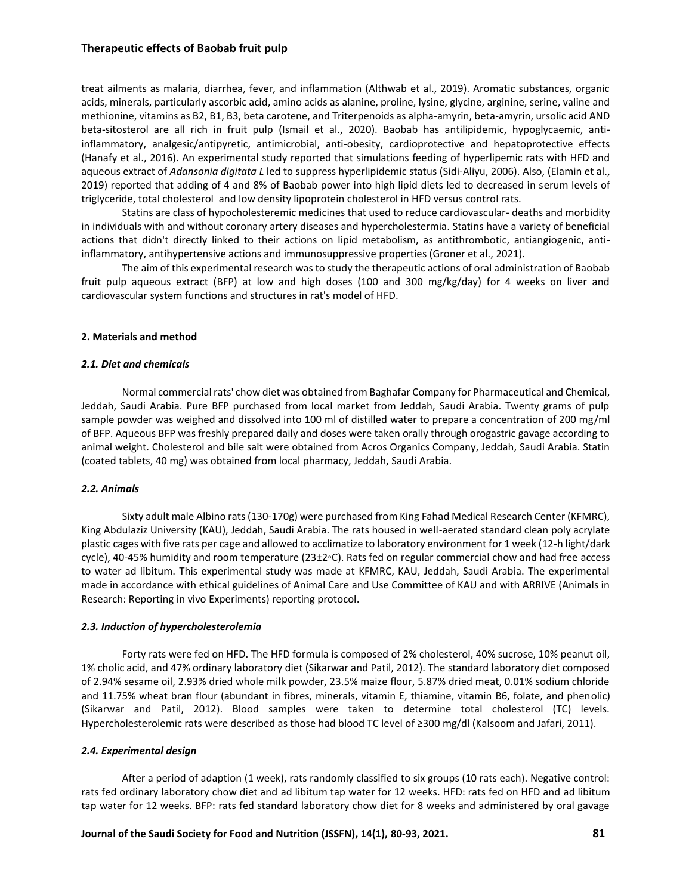treat ailments as malaria, diarrhea, fever, and inflammation (Althwab et al., 2019). Aromatic substances, organic acids, minerals, particularly ascorbic acid, amino acids as alanine, proline, lysine, glycine, arginine, serine, valine and methionine, vitamins as B2, B1, B3, beta carotene, and Triterpenoids as alpha-amyrin, beta-amyrin, ursolic acid AND beta-sitosterol are all rich in fruit pulp (Ismail et al., 2020). Baobab has antilipidemic, hypoglycaemic, anti-inflammatory, analgesic/antipyretic, antimicrobial, anti-obesity, cardioprotective and hepatoprotective effects (Hanafy et al., 2016). An experimental study reported that simulations feeding of hyperlipemic rats with HFD and aqueous extract of *Adansonia digitata L* led to suppress hyperlipidemic status (Sidi-Aliyu, 2006). Also, (Elamin et al., 2019) reported that adding of 4 and 8% of Baobab power into high lipid diets led to decreased in serum levels of triglyceride, total cholesterol and low density lipoprotein cholesterol in HFD versus control rats.

Statins are class of hypocholesteremic medicines that used to reduce cardiovascular- deaths and morbidity in individuals with and without coronary artery diseases and hypercholestermia. Statins have a variety of beneficial actions that didn't directly linked to their actions on lipid metabolism, as antithrombotic, antiangiogenic, anti-inflammatory, antihypertensive actions and immunosuppressive properties (Groner et al., 2021).

The aim of this experimental research was to study the therapeutic actions of oral administration of Baobab fruit pulp aqueous extract (BFP) at low and high doses (100 and 300 mg/kg/day) for 4 weeks on liver and cardiovascular system functions and structures in rat's model of HFD.

## 2. Materials and method

### *2.1. Diet and chemicals*

Normal commercial rats' chow diet was obtained from Baghafar Company for Pharmaceutical and Chemical, Jeddah, Saudi Arabia. Pure BFP purchased from local market from Jeddah, Saudi Arabia. Twenty grams of pulp sample powder was weighed and dissolved into 100 ml of distilled water to prepare a concentration of 200 mg/ml of BFP. Aqueous BFP was freshly prepared daily and doses were taken orally through orogastric gavage according to animal weight. Cholesterol and bile salt were obtained from Acros Organics Company, Jeddah, Saudi Arabia. Statin (coated tablets, 40 mg) was obtained from local pharmacy, Jeddah, Saudi Arabia.

### *2.2. Animals*

Sixty adult male Albino rats (130-170g) were purchased from King Fahad Medical Research Center (KFMRC), King Abdulaziz University (KAU), Jeddah, Saudi Arabia. The rats housed in well-aerated standard clean poly acrylate plastic cages with five rats per cage and allowed to acclimatize to laboratory environment for 1 week (12-h light/dark cycle), 40-45% humidity and room temperature (23±2◦C). Rats fed on regular commercial chow and had free access to water ad libitum. This experimental study was made at KFMRC, KAU, Jeddah, Saudi Arabia. The experimental made in accordance with ethical guidelines of Animal Care and Use Committee of KAU and with ARRIVE (Animals in Research: Reporting in vivo Experiments) reporting protocol.

### *2.3. Induction of hypercholesterolemia*

Forty rats were fed on HFD. The HFD formula is composed of 2% cholesterol, 40% sucrose, 10% peanut oil, 1% cholic acid, and 47% ordinary laboratory diet (Sikarwar and Patil, 2012). The standard laboratory diet composed of 2.94% sesame oil, 2.93% dried whole milk powder, 23.5% maize flour, 5.87% dried meat, 0.01% sodium chloride and 11.75% wheat bran flour (abundant in fibres, minerals, vitamin E, thiamine, vitamin B6, folate, and phenolic) (Sikarwar and Patil, 2012). Blood samples were taken to determine total cholesterol (TC) levels. Hypercholesterolemic rats were described as those had blood TC level of ≥300 mg/dl (Kalsoom and Jafari, 2011).

### *2.4. Experimental design*

After a period of adaption (1 week), rats randomly classified to six groups (10 rats each). Negative control: rats fed ordinary laboratory chow diet and ad libitum tap water for 12 weeks. HFD: rats fed on HFD and ad libitum tap water for 12 weeks. BFP: rats fed standard laboratory chow diet for 8 weeks and administered by oral gavage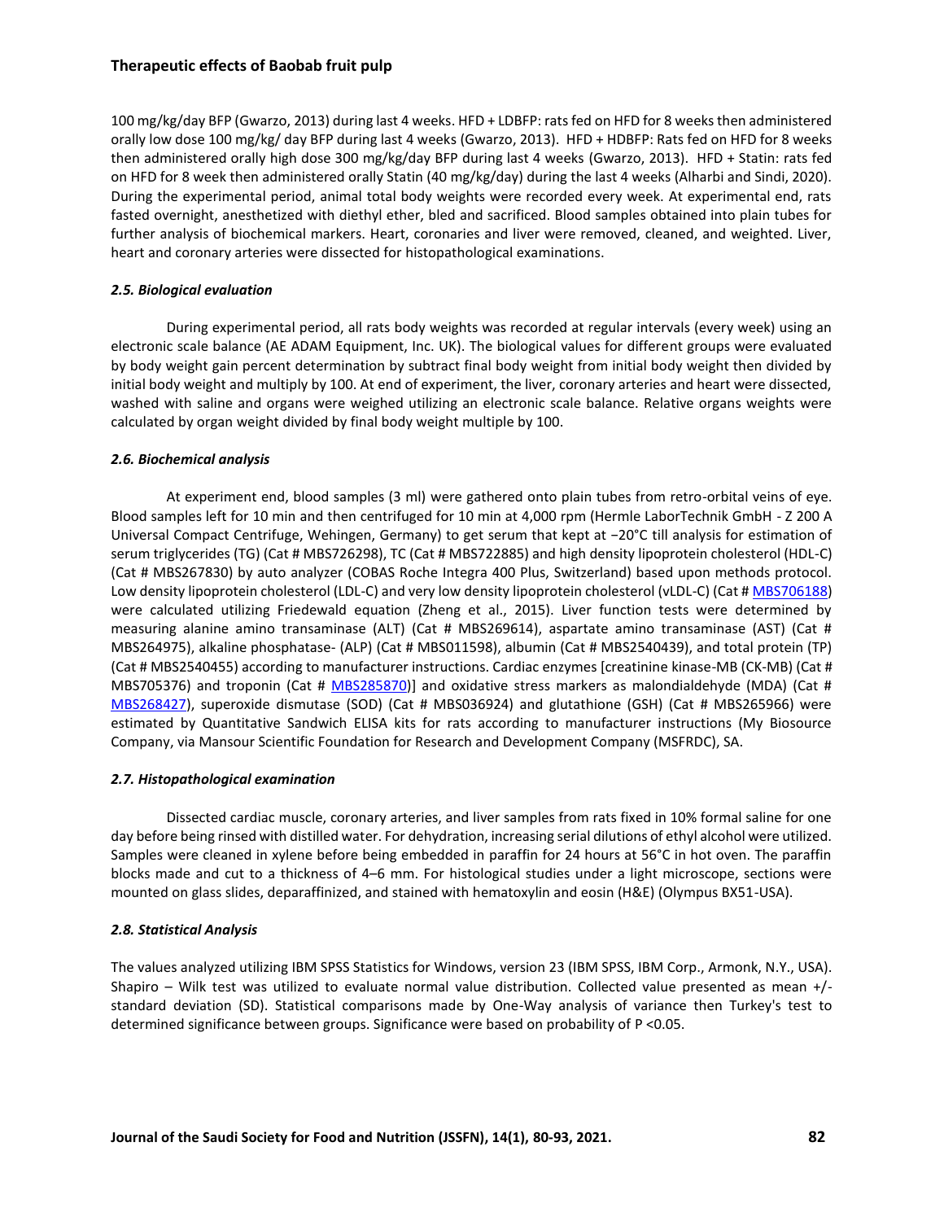100 mg/kg/day BFP (Gwarzo, 2013) during last 4 weeks. HFD + LDBFP: rats fed on HFD for 8 weeks then administered orally low dose 100 mg/kg/ day BFP during last 4 weeks (Gwarzo, 2013). HFD + HDBFP: Rats fed on HFD for 8 weeks then administered orally high dose 300 mg/kg/day BFP during last 4 weeks (Gwarzo, 2013). HFD + Statin: rats fed on HFD for 8 week then administered orally Statin (40 mg/kg/day) during the last 4 weeks (Alharbi and Sindi, 2020). During the experimental period, animal total body weights were recorded every week. At experimental end, rats fasted overnight, anesthetized with diethyl ether, bled and sacrificed. Blood samples obtained into plain tubes for further analysis of biochemical markers. Heart, coronaries and liver were removed, cleaned, and weighted. Liver, heart and coronary arteries were dissected for histopathological examinations.

### *2.5. Biological evaluation*

During experimental period, all rats body weights was recorded at regular intervals (every week) using an electronic scale balance (AE ADAM Equipment, Inc. UK). The biological values for different groups were evaluated by body weight gain percent determination by subtract final body weight from initial body weight then divided by initial body weight and multiply by 100. At end of experiment, the liver, coronary arteries and heart were dissected, washed with saline and organs were weighed utilizing an electronic scale balance. Relative organs weights were calculated by organ weight divided by final body weight multiple by 100.

### *2.6. Biochemical analysis*

At experiment end, blood samples (3 ml) were gathered onto plain tubes from retro-orbital veins of eye. Blood samples left for 10 min and then centrifuged for 10 min at 4,000 rpm (Hermle LaborTechnik GmbH - Z 200 A Universal Compact Centrifuge, Wehingen, Germany) to get serum that kept at −20°C till analysis for estimation of serum triglycerides (TG) (Cat # MBS726298), TC (Cat # MBS722885) and high density lipoprotein cholesterol (HDL-C) (Cat # MBS267830) by auto analyzer (COBAS Roche Integra 400 Plus, Switzerland) based upon methods protocol. Low density lipoprotein cholesterol (LDL-C) and very low density lipoprotein cholesterol (vLDL-C) (Cat # MBS706188) were calculated utilizing Friedewald equation (Zheng et al., 2015). Liver function tests were determined by measuring alanine amino transaminase (ALT) (Cat # MBS269614), aspartate amino transaminase (AST) (Cat # MBS264975), alkaline phosphatase- (ALP) (Cat # MBS011598), albumin (Cat # MBS2540439), and total protein (TP) (Cat # MBS2540455) according to manufacturer instructions. Cardiac enzymes [creatinine kinase-MB (CK-MB) (Cat # MBS705376) and troponin (Cat # MBS285870)] and oxidative stress markers as malondialdehyde (MDA) (Cat # MBS268427), superoxide dismutase (SOD) (Cat # MBS036924) and glutathione (GSH) (Cat # MBS265966) were estimated by Quantitative Sandwich ELISA kits for rats according to manufacturer instructions (My Biosource Company, via Mansour Scientific Foundation for Research and Development Company (MSFRDC), SA.

### *2.7. Histopathological examination*

Dissected cardiac muscle, coronary arteries, and liver samples from rats fixed in 10% formal saline for one day before being rinsed with distilled water. For dehydration, increasing serial dilutions of ethyl alcohol were utilized. Samples were cleaned in xylene before being embedded in paraffin for 24 hours at 56°C in hot oven. The paraffin blocks made and cut to a thickness of 4–6 mm. For histological studies under a light microscope, sections were mounted on glass slides, deparaffinized, and stained with hematoxylin and eosin (H&E) (Olympus BX51-USA).

### *2.8. Statistical Analysis*

The values analyzed utilizing IBM SPSS Statistics for Windows, version 23 (IBM SPSS, IBM Corp., Armonk, N.Y., USA). Shapiro – Wilk test was utilized to evaluate normal value distribution. Collected value presented as mean +/- standard deviation (SD). Statistical comparisons made by One-Way analysis of variance then Turkey's test to determined significance between groups. Significance were based on probability of $P < 0.05$.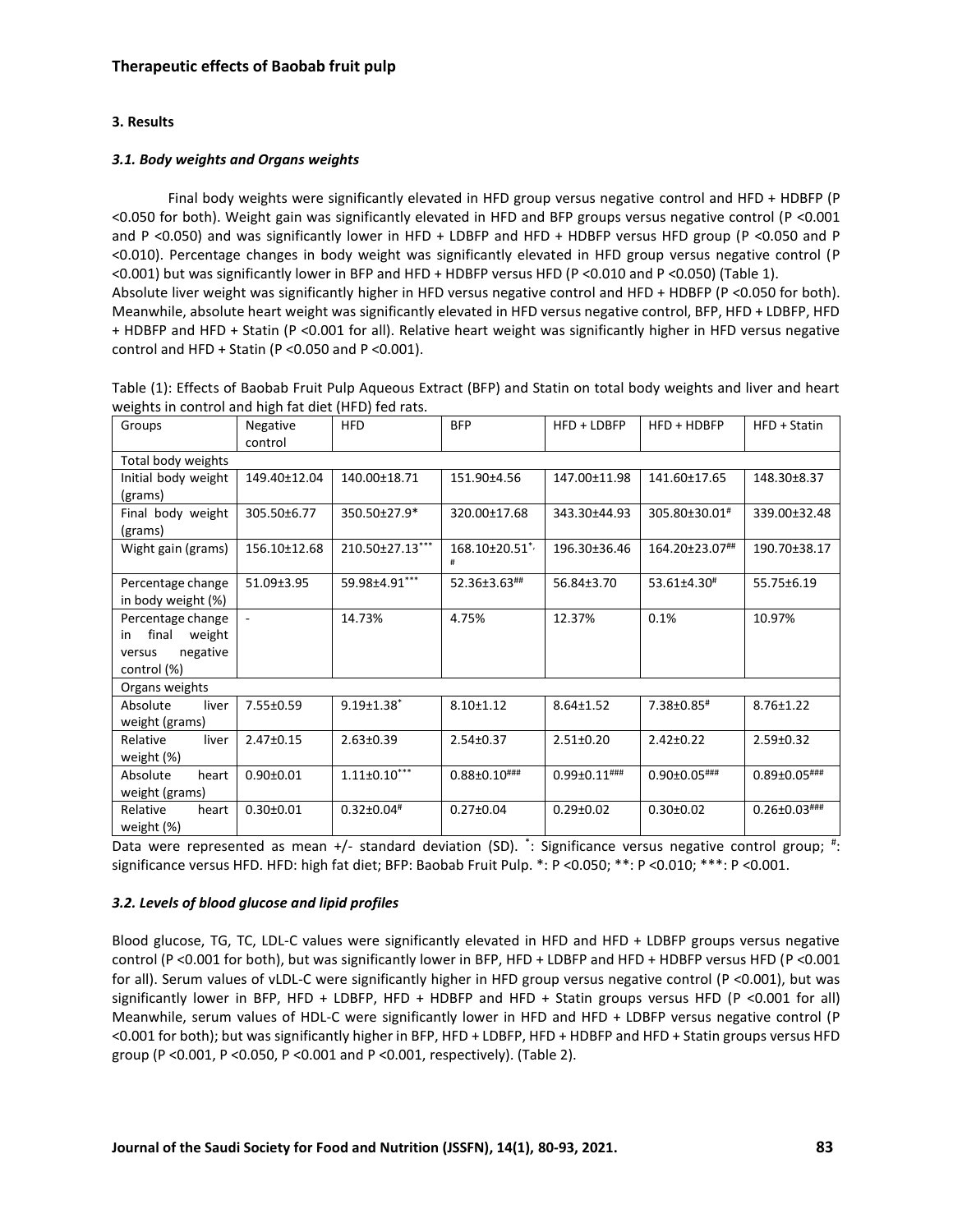## 3. Results

### *3.1. Body weights and Organs weights*

Final body weights were significantly elevated in HFD group versus negative control and HFD + HDBFP (P <0.050 for both). Weight gain was significantly elevated in HFD and BFP groups versus negative control (P <0.001 and P <0.050) and was significantly lower in HFD + LDBFP and HFD + HDBFP versus HFD group (P <0.050 and P <0.010). Percentage changes in body weight was significantly elevated in HFD group versus negative control (P <0.001) but was significantly lower in BFP and HFD + HDBFP versus HFD (P <0.010 and P <0.050) (Table 1).

Absolute liver weight was significantly higher in HFD versus negative control and HFD + HDBFP (P <0.050 for both). Meanwhile, absolute heart weight was significantly elevated in HFD versus negative control, BFP, HFD + LDBFP, HFD + HDBFP and HFD + Statin (P <0.001 for all). Relative heart weight was significantly higher in HFD versus negative control and HFD + Statin (P <0.050 and P <0.001).

Table (1): Effects of Baobab Fruit Pulp Aqueous Extract (BFP) and Statin on total body weights and liver and heart weights in control and high fat diet (HFD) fed rats.

| Groups | Negative control | HFD | BFP | HFD + LDBFP | HFD + HDBFP | HFD + Statin |
|---|---|---|---|---|---|---|
| Total body weights | | | | | | |
| Initial body weight (grams) | 149.40±12.04 | 140.00±18.71 | 151.90±4.56 | 147.00±11.98 | 141.60±17.65 | 148.30±8.37 |
| Final body weight (grams) | 305.50±6.77 | 350.50±27.9* | 320.00±17.68 | 343.30±44.93 | 305.80±30.01# | 339.00±32.48 |
| Wight gain (grams) | 156.10±12.68 | 210.50±27.13*** | 168.10±20.51*,# | 196.30±36.46 | 164.20±23.07## | 190.70±38.17 |
| Percentage change in body weight (%) | 51.09±3.95 | 59.98±4.91*** | 52.36±3.63## | 56.84±3.70 | 53.61±4.30# | 55.75±6.19 |
| Percentage change in final weight versus negative control (%) | - | 14.73% | 4.75% | 12.37% | 0.1% | 10.97% |
| Organs weights | | | | | | |
| Absolute liver weight (grams) | 7.55±0.59 | 9.19±1.38* | 8.10±1.12 | 8.64±1.52 | 7.38±0.85# | 8.76±1.22 |
| Relative liver weight (%) | 2.47±0.15 | 2.63±0.39 | 2.54±0.37 | 2.51±0.20 | 2.42±0.22 | 2.59±0.32 |
| Absolute heart weight (grams) | 0.90±0.01 | 1.11±0.10*** | 0.88±0.10### | 0.99±0.11### | 0.90±0.05### | 0.89±0.05### |
| Relative heart weight (%) | 0.30±0.01 | 0.32±0.04# | 0.27±0.04 | 0.29±0.02 | 0.30±0.02 | 0.26±0.03### |

Data were represented as mean +/- standard deviation (SD). *: Significance versus negative control group; #: significance versus HFD. HFD: high fat diet; BFP: Baobab Fruit Pulp. *: P <0.050; **: P <0.010; ***: P <0.001.

### *3.2. Levels of blood glucose and lipid profiles*

Blood glucose, TG, TC, LDL-C values were significantly elevated in HFD and HFD + LDBFP groups versus negative control (P <0.001 for both), but was significantly lower in BFP, HFD + LDBFP and HFD + HDBFP versus HFD (P <0.001 for all). Serum values of vLDL-C were significantly higher in HFD group versus negative control (P <0.001), but was significantly lower in BFP, HFD + LDBFP, HFD + HDBFP and HFD + Statin groups versus HFD (P <0.001 for all) Meanwhile, serum values of HDL-C were significantly lower in HFD and HFD + LDBFP versus negative control (P <0.001 for both); but was significantly higher in BFP, HFD + LDBFP, HFD + HDBFP and HFD + Statin groups versus HFD group (P <0.001, P <0.050, P <0.001 and P <0.001, respectively). (Table 2).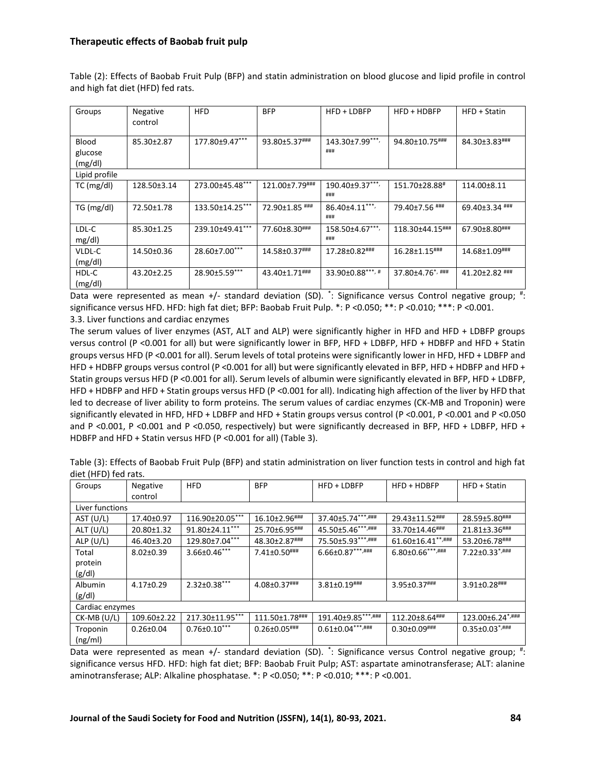Table (2): Effects of Baobab Fruit Pulp (BFP) and statin administration on blood glucose and lipid profile in control and high fat diet (HFD) fed rats.

| Groups | Negative control | HFD | BFP | HFD + LDBFP | HFD + HDBFP | HFD + Statin |
|---|---|---|---|---|---|---|
| Blood glucose (mg/dl) | 85.30±2.87 | 177.80±9.47*** | 93.80±5.37### | 143.30±7.99***, ### | 94.80±10.75### | 84.30±3.83### |
| Lipid profile | | | | | | |
| TC (mg/dl) | 128.50±3.14 | 273.00±45.48*** | 121.00±7.79### | 190.40±9.37***, ### | 151.70±28.88# | 114.00±8.11 |
| TG (mg/dl) | 72.50±1.78 | 133.50±14.25*** | 72.90±1.85 ### | 86.40±4.11***, ### | 79.40±7.56 ### | 69.40±3.34 ### |
| LDL-C mg/dl) | 85.30±1.25 | 239.10±49.41*** | 77.60±8.30### | 158.50±4.67***, ### | 118.30±44.15### | 67.90±8.80### |
| VLDL-C (mg/dl) | 14.50±0.36 | 28.60±7.00*** | 14.58±0.37### | 17.28±0.82### | 16.28±1.15### | 14.68±1.09### |
| HDL-C (mg/dl) | 43.20±2.25 | 28.90±5.59*** | 43.40±1.71### | 33.90±0.88***, # | 37.80±4.76*, ### | 41.20±2.82 ### |

Data were represented as mean +/- standard deviation (SD). *: Significance versus Control negative group; #: significance versus HFD. HFD: high fat diet; BFP: Baobab Fruit Pulp. *: P <0.050; **: P <0.010; ***: P <0.001.

3.3. Liver functions and cardiac enzymes

The serum values of liver enzymes (AST, ALT and ALP) were significantly higher in HFD and HFD + LDBFP groups versus control (P <0.001 for all) but were significantly lower in BFP, HFD + LDBFP, HFD + HDBFP and HFD + Statin groups versus HFD (P <0.001 for all). Serum levels of total proteins were significantly lower in HFD, HFD + LDBFP and HFD + HDBFP groups versus control (P <0.001 for all) but were significantly elevated in BFP, HFD + HDBFP and HFD + Statin groups versus HFD (P <0.001 for all). Serum levels of albumin were significantly elevated in BFP, HFD + LDBFP, HFD + HDBFP and HFD + Statin groups versus HFD (P <0.001 for all). Indicating high affection of the liver by HFD that led to decrease of liver ability to form proteins. The serum values of cardiac enzymes (CK-MB and Troponin) were significantly elevated in HFD, HFD + LDBFP and HFD + Statin groups versus control (P <0.001, P <0.001 and P <0.050 and P <0.001, P <0.001 and P <0.050, respectively) but were significantly decreased in BFP, HFD + LDBFP, HFD + HDBFP and HFD + Statin versus HFD (P <0.001 for all) (Table 3).

Table (3): Effects of Baobab Fruit Pulp (BFP) and statin administration on liver function tests in control and high fat diet (HFD) fed rats.

| Groups | Negative control | HFD | BFP | HFD + LDBFP | HFD + HDBFP | HFD + Statin |
|---|---|---|---|---|---|---|
| Liver functions | | | | | | |
| AST (U/L) | 17.40±0.97 | 116.90±20.05*** | 16.10±2.96### | 37.40±5.74***,### | 29.43±11.52### | 28.59±5.80### |
| ALT (U/L) | 20.80±1.32 | 91.80±24.11*** | 25.70±6.95### | 45.50±5.46***,### | 33.70±14.46### | 21.81±3.36### |
| ALP (U/L) | 46.40±3.20 | 129.80±7.04*** | 48.30±2.87### | 75.50±5.93***,### | 61.60±16.41**,### | 53.20±6.78### |
| Total protein (g/dl) | 8.02±0.39 | 3.66±0.46*** | 7.41±0.50### | 6.66±0.87***,### | 6.80±0.66***,### | 7.22±0.33*,### |
| Albumin (g/dl) | 4.17±0.29 | 2.32±0.38*** | 4.08±0.37### | 3.81±0.19### | 3.95±0.37### | 3.91±0.28### |
| Cardiac enzymes | | | | | | |
| CK-MB (U/L) | 109.60±2.22 | 217.30±11.95*** | 111.50±1.78### | 191.40±9.85***,### | 112.20±8.64### | 123.00±6.24*,### |
| Troponin (ng/ml) | 0.26±0.04 | 0.76±0.10*** | 0.26±0.05### | 0.61±0.04***,### | 0.30±0.09### | 0.35±0.03*,### |

Data were represented as mean +/- standard deviation (SD). *: Significance versus Control negative group; #: significance versus HFD. HFD: high fat diet; BFP: Baobab Fruit Pulp; AST: aspartate aminotransferase; ALT: alanine aminotransferase; ALP: Alkaline phosphatase. *: P <0.050; **: P <0.010; ***: P <0.001.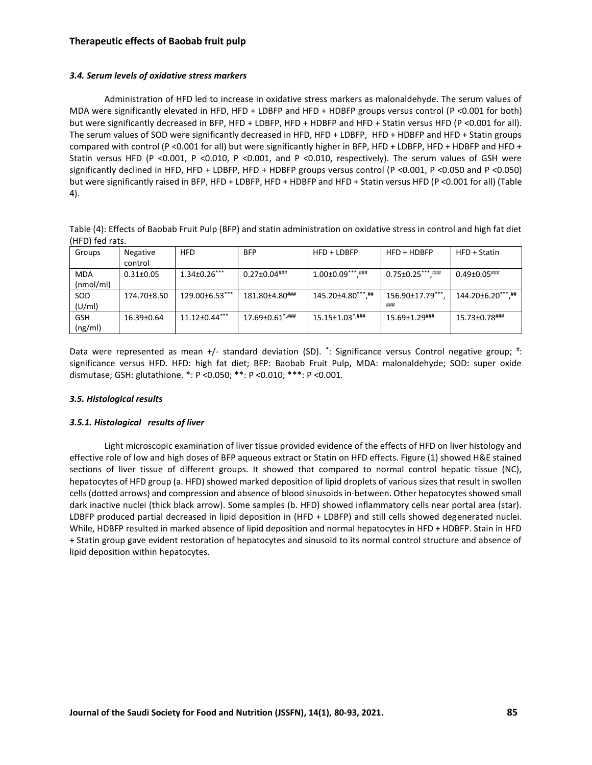### *3.4. Serum levels of oxidative stress markers*

Administration of HFD led to increase in oxidative stress markers as malonaldehyde. The serum values of MDA were significantly elevated in HFD, HFD + LDBFP and HFD + HDBFP groups versus control (P <0.001 for both) but were significantly decreased in BFP, HFD + LDBFP, HFD + HDBFP and HFD + Statin versus HFD (P <0.001 for all). The serum values of SOD were significantly decreased in HFD, HFD + LDBFP, HFD + HDBFP and HFD + Statin groups compared with control (P <0.001 for all) but were significantly higher in BFP, HFD + LDBFP, HFD + HDBFP and HFD + Statin versus HFD (P <0.001, P <0.010, P <0.001, and P <0.010, respectively). The serum values of GSH were significantly declined in HFD, HFD + LDBFP, HFD + HDBFP groups versus control (P <0.001, P <0.050 and P <0.050) but were significantly raised in BFP, HFD + LDBFP, HFD + HDBFP and HFD + Statin versus HFD (P <0.001 for all) (Table 4).

Table (4): Effects of Baobab Fruit Pulp (BFP) and statin administration on oxidative stress in control and high fat diet (HFD) fed rats.

| Groups | Negative control | HFD | BFP | HFD + LDBFP | HFD + HDBFP | HFD + Statin |
|---|---|---|---|---|---|---|
| MDA (nmol/ml) | 0.31±0.05 | 1.34±0.26*** | 0.27±0.04### | 1.00±0.09***,### | 0.75±0.25***,### | 0.49±0.05### |
| SOD (U/ml) | 174.70±8.50 | 129.00±6.53*** | 181.80±4.80### | 145.20±4.80***,## | 156.90±17.79***,### | 144.20±6.20***,## |
| GSH (ng/ml) | 16.39±0.64 | 11.12±0.44*** | 17.69±0.61*,### | 15.15±1.03*,### | 15.69±1.29### | 15.73±0.78### |

Data were represented as mean +/- standard deviation (SD). *: Significance versus Control negative group; #: significance versus HFD. HFD: high fat diet; BFP: Baobab Fruit Pulp, MDA: malonaldehyde; SOD: super oxide dismutase; GSH: glutathione. *: P <0.050; **: P <0.010; ***: P <0.001.

### *3.5. Histological results*

#### *3.5.1. Histological results of liver*

Light microscopic examination of liver tissue provided evidence of the effects of HFD on liver histology and effective role of low and high doses of BFP aqueous extract or Statin on HFD effects. Figure (1) showed H&E stained sections of liver tissue of different groups. It showed that compared to normal control hepatic tissue (NC), hepatocytes of HFD group (a. HFD) showed marked deposition of lipid droplets of various sizes that result in swollen cells (dotted arrows) and compression and absence of blood sinusoids in-between. Other hepatocytes showed small dark inactive nuclei (thick black arrow). Some samples (b. HFD) showed inflammatory cells near portal area (star). LDBFP produced partial decreased in lipid deposition in (HFD + LDBFP) and still cells showed degenerated nuclei. While, HDBFP resulted in marked absence of lipid deposition and normal hepatocytes in HFD + HDBFP. Stain in HFD + Statin group gave evident restoration of hepatocytes and sinusoid to its normal control structure and absence of lipid deposition within hepatocytes.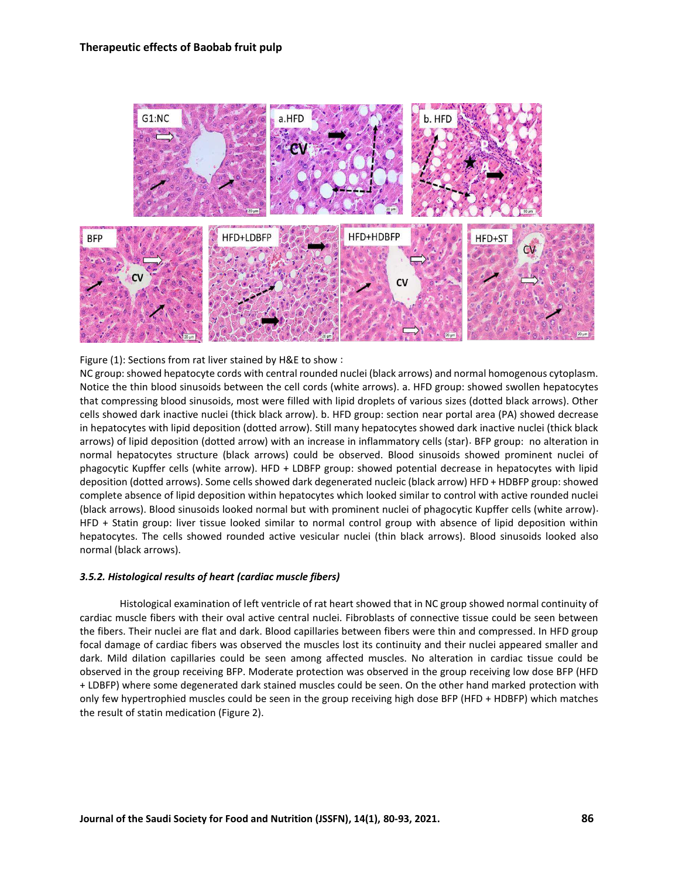Figure (1): Sections from rat liver stained by H&E to show :

NC group: showed hepatocyte cords with central rounded nuclei (black arrows) and normal homogenous cytoplasm. Notice the thin blood sinusoids between the cell cords (white arrows). a. HFD group: showed swollen hepatocytes that compressing blood sinusoids, most were filled with lipid droplets of various sizes (dotted black arrows). Other cells showed dark inactive nuclei (thick black arrow). b. HFD group: section near portal area (PA) showed decrease in hepatocytes with lipid deposition (dotted arrow). Still many hepatocytes showed dark inactive nuclei (thick black arrows) of lipid deposition (dotted arrow) with an increase in inflammatory cells (star). BFP group: no alteration in normal hepatocytes structure (black arrows) could be observed. Blood sinusoids showed prominent nuclei of phagocytic Kupffer cells (white arrow). HFD + LDBFP group: showed potential decrease in hepatocytes with lipid deposition (dotted arrows). Some cells showed dark degenerated nucleic (black arrow) HFD + HDBFP group: showed complete absence of lipid deposition within hepatocytes which looked similar to control with active rounded nuclei (black arrows). Blood sinusoids looked normal but with prominent nuclei of phagocytic Kupffer cells (white arrow). HFD + Statin group: liver tissue looked similar to normal control group with absence of lipid deposition within hepatocytes. The cells showed rounded active vesicular nuclei (thin black arrows). Blood sinusoids looked also normal (black arrows).

### *3.5.2. Histological results of heart (cardiac muscle fibers)*

Histological examination of left ventricle of rat heart showed that in NC group showed normal continuity of cardiac muscle fibers with their oval active central nuclei. Fibroblasts of connective tissue could be seen between the fibers. Their nuclei are flat and dark. Blood capillaries between fibers were thin and compressed. In HFD group focal damage of cardiac fibers was observed the muscles lost its continuity and their nuclei appeared smaller and dark. Mild dilation capillaries could be seen among affected muscles. No alteration in cardiac tissue could be observed in the group receiving BFP. Moderate protection was observed in the group receiving low dose BFP (HFD + LDBFP) where some degenerated dark stained muscles could be seen. On the other hand marked protection with only few hypertrophied muscles could be seen in the group receiving high dose BFP (HFD + HDBFP) which matches the result of statin medication (Figure 2).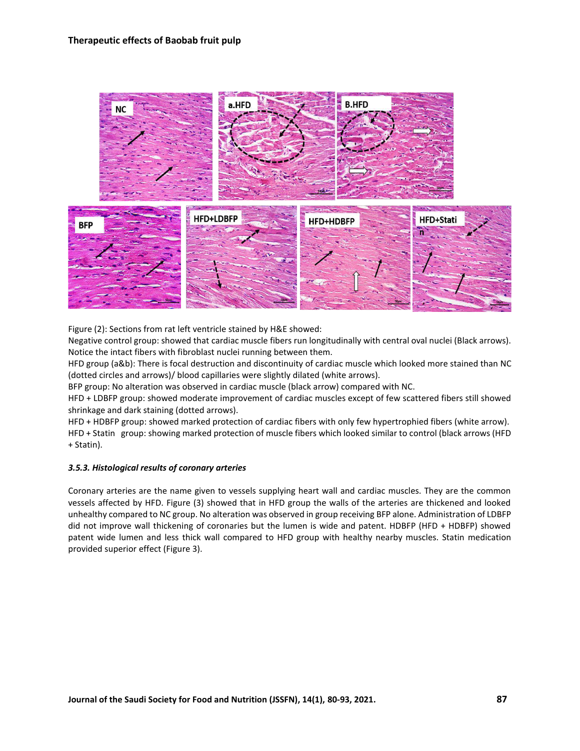Figure (2): Sections from rat left ventricle stained by H&E showed:

Negative control group: showed that cardiac muscle fibers run longitudinally with central oval nuclei (Black arrows). Notice the intact fibers with fibroblast nuclei running between them.

HFD group (a&b): There is focal destruction and discontinuity of cardiac muscle which looked more stained than NC (dotted circles and arrows)/ blood capillaries were slightly dilated (white arrows).

BFP group: No alteration was observed in cardiac muscle (black arrow) compared with NC.

HFD + LDBFP group: showed moderate improvement of cardiac muscles except of few scattered fibers still showed shrinkage and dark staining (dotted arrows).

HFD + HDBFP group: showed marked protection of cardiac fibers with only few hypertrophied fibers (white arrow).

HFD + Statin group: showing marked protection of muscle fibers which looked similar to control (black arrows (HFD + Statin).

### *3.5.3. Histological results of coronary arteries*

Coronary arteries are the name given to vessels supplying heart wall and cardiac muscles. They are the common vessels affected by HFD. Figure (3) showed that in HFD group the walls of the arteries are thickened and looked unhealthy compared to NC group. No alteration was observed in group receiving BFP alone. Administration of LDBFP did not improve wall thickening of coronaries but the lumen is wide and patent. HDBFP (HFD + HDBFP) showed patent wide lumen and less thick wall compared to HFD group with healthy nearby muscles. Statin medication provided superior effect (Figure 3).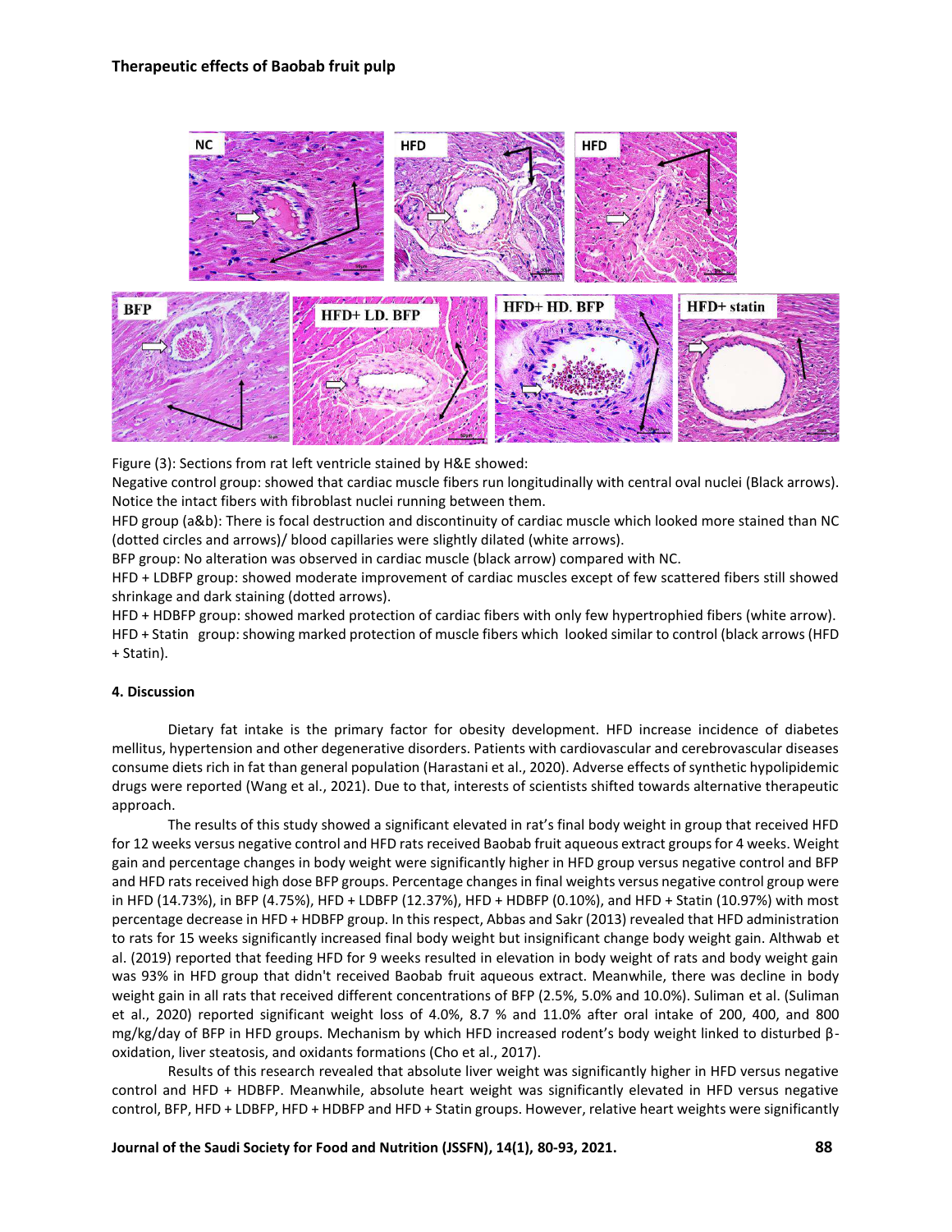Figure (3): Sections from rat left ventricle stained by H&E showed:

Negative control group: showed that cardiac muscle fibers run longitudinally with central oval nuclei (Black arrows). Notice the intact fibers with fibroblast nuclei running between them.

HFD group (a&b): There is focal destruction and discontinuity of cardiac muscle which looked more stained than NC (dotted circles and arrows)/ blood capillaries were slightly dilated (white arrows).

BFP group: No alteration was observed in cardiac muscle (black arrow) compared with NC.

HFD + LDBFP group: showed moderate improvement of cardiac muscles except of few scattered fibers still showed shrinkage and dark staining (dotted arrows).

HFD + HDBFP group: showed marked protection of cardiac fibers with only few hypertrophied fibers (white arrow).

HFD + Statin group: showing marked protection of muscle fibers which looked similar to control (black arrows (HFD + Statin).

#### 4. Discussion

Dietary fat intake is the primary factor for obesity development. HFD increase incidence of diabetes mellitus, hypertension and other degenerative disorders. Patients with cardiovascular and cerebrovascular diseases consume diets rich in fat than general population (Harastani et al., 2020). Adverse effects of synthetic hypolipidemic drugs were reported (Wang et al., 2021). Due to that, interests of scientists shifted towards alternative therapeutic approach.

The results of this study showed a significant elevated in rat's final body weight in group that received HFD for 12 weeks versus negative control and HFD rats received Baobab fruit aqueous extract groups for 4 weeks. Weight gain and percentage changes in body weight were significantly higher in HFD group versus negative control and BFP and HFD rats received high dose BFP groups. Percentage changes in final weights versus negative control group were in HFD (14.73%), in BFP (4.75%), HFD + LDBFP (12.37%), HFD + HDBFP (0.10%), and HFD + Statin (10.97%) with most percentage decrease in HFD + HDBFP group. In this respect, Abbas and Sakr (2013) revealed that HFD administration to rats for 15 weeks significantly increased final body weight but insignificant change body weight gain. Althwab et al. (2019) reported that feeding HFD for 9 weeks resulted in elevation in body weight of rats and body weight gain was 93% in HFD group that didn't received Baobab fruit aqueous extract. Meanwhile, there was decline in body weight gain in all rats that received different concentrations of BFP (2.5%, 5.0% and 10.0%). Suliman et al. (Suliman et al., 2020) reported significant weight loss of 4.0%, 8.7 % and 11.0% after oral intake of 200, 400, and 800 mg/kg/day of BFP in HFD groups. Mechanism by which HFD increased rodent's body weight linked to disturbed β-oxidation, liver steatosis, and oxidants formations (Cho et al., 2017).

Results of this research revealed that absolute liver weight was significantly higher in HFD versus negative control and HFD + HDBFP. Meanwhile, absolute heart weight was significantly elevated in HFD versus negative control, BFP, HFD + LDBFP, HFD + HDBFP and HFD + Statin groups. However, relative heart weights were significantly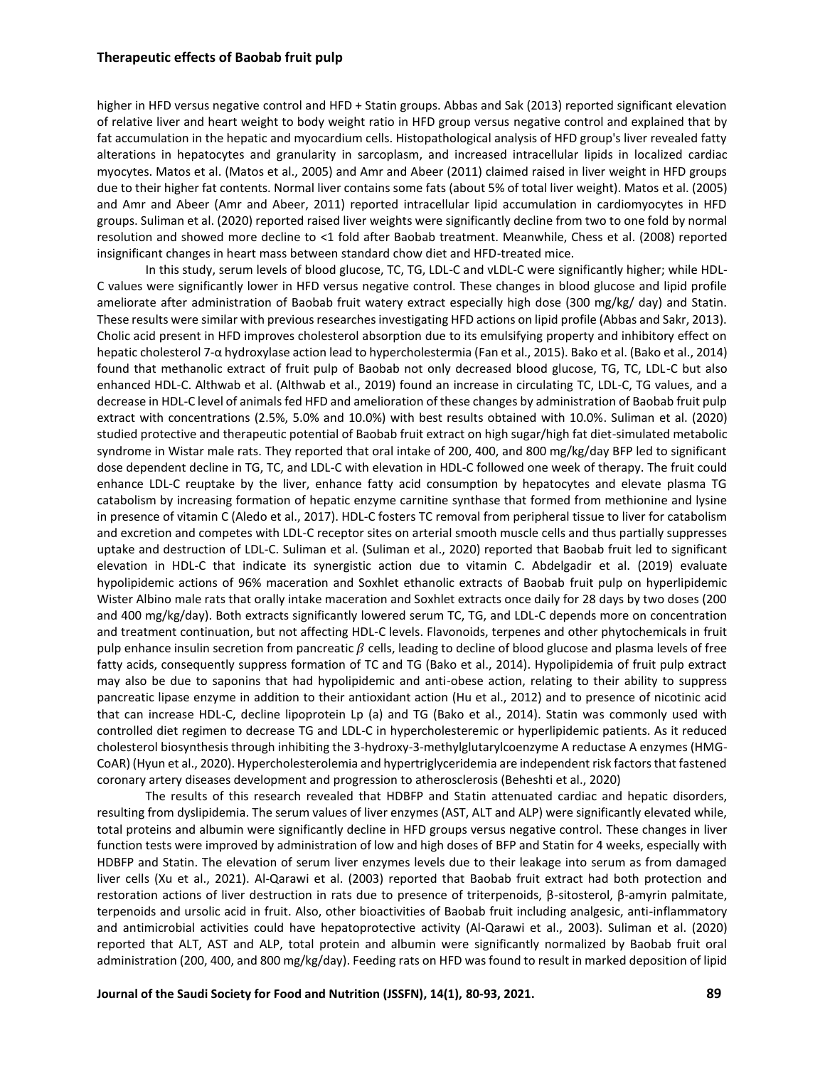higher in HFD versus negative control and HFD + Statin groups. Abbas and Sak (2013) reported significant elevation of relative liver and heart weight to body weight ratio in HFD group versus negative control and explained that by fat accumulation in the hepatic and myocardium cells. Histopathological analysis of HFD group's liver revealed fatty alterations in hepatocytes and granularity in sarcoplasm, and increased intracellular lipids in localized cardiac myocytes. Matos et al. (Matos et al., 2005) and Amr and Abeer (2011) claimed raised in liver weight in HFD groups due to their higher fat contents. Normal liver contains some fats (about 5% of total liver weight). Matos et al. (2005) and Amr and Abeer (Amr and Abeer, 2011) reported intracellular lipid accumulation in cardiomyocytes in HFD groups. Suliman et al. (2020) reported raised liver weights were significantly decline from two to one fold by normal resolution and showed more decline to <1 fold after Baobab treatment. Meanwhile, Chess et al. (2008) reported insignificant changes in heart mass between standard chow diet and HFD-treated mice.

In this study, serum levels of blood glucose, TC, TG, LDL-C and vLDL-C were significantly higher; while HDL-C values were significantly lower in HFD versus negative control. These changes in blood glucose and lipid profile ameliorate after administration of Baobab fruit watery extract especially high dose (300 mg/kg/ day) and Statin. These results were similar with previous researches investigating HFD actions on lipid profile (Abbas and Sakr, 2013). Cholic acid present in HFD improves cholesterol absorption due to its emulsifying property and inhibitory effect on hepatic cholesterol 7-α hydroxylase action lead to hypercholestermia (Fan et al., 2015). Bako et al. (Bako et al., 2014) found that methanolic extract of fruit pulp of Baobab not only decreased blood glucose, TG, TC, LDL-C but also enhanced HDL-C. Althwab et al. (Althwab et al., 2019) found an increase in circulating TC, LDL-C, TG values, and a decrease in HDL-C level of animals fed HFD and amelioration of these changes by administration of Baobab fruit pulp extract with concentrations (2.5%, 5.0% and 10.0%) with best results obtained with 10.0%. Suliman et al. (2020) studied protective and therapeutic potential of Baobab fruit extract on high sugar/high fat diet-simulated metabolic syndrome in Wistar male rats. They reported that oral intake of 200, 400, and 800 mg/kg/day BFP led to significant dose dependent decline in TG, TC, and LDL-C with elevation in HDL-C followed one week of therapy. The fruit could enhance LDL-C reuptake by the liver, enhance fatty acid consumption by hepatocytes and elevate plasma TG catabolism by increasing formation of hepatic enzyme carnitine synthase that formed from methionine and lysine in presence of vitamin C (Aledo et al., 2017). HDL-C fosters TC removal from peripheral tissue to liver for catabolism and excretion and competes with LDL-C receptor sites on arterial smooth muscle cells and thus partially suppresses uptake and destruction of LDL-C. Suliman et al. (Suliman et al., 2020) reported that Baobab fruit led to significant elevation in HDL-C that indicate its synergistic action due to vitamin C. Abdelgadir et al. (2019) evaluate hypolipidemic actions of 96% maceration and Soxhlet ethanolic extracts of Baobab fruit pulp on hyperlipidemic Wister Albino male rats that orally intake maceration and Soxhlet extracts once daily for 28 days by two doses (200 and 400 mg/kg/day). Both extracts significantly lowered serum TC, TG, and LDL-C depends more on concentration and treatment continuation, but not affecting HDL-C levels. Flavonoids, terpenes and other phytochemicals in fruit pulp enhance insulin secretion from pancreatic $\beta$ cells, leading to decline of blood glucose and plasma levels of free fatty acids, consequently suppress formation of TC and TG (Bako et al., 2014). Hypolipidemia of fruit pulp extract may also be due to saponins that had hypolipidemic and anti-obese action, relating to their ability to suppress pancreatic lipase enzyme in addition to their antioxidant action (Hu et al., 2012) and to presence of nicotinic acid that can increase HDL-C, decline lipoprotein Lp (a) and TG (Bako et al., 2014). Statin was commonly used with controlled diet regimen to decrease TG and LDL-C in hypercholesteremic or hyperlipidemic patients. As it reduced cholesterol biosynthesis through inhibiting the 3-hydroxy-3-methylglutarylcoenzyme A reductase A enzymes (HMG-CoAR) (Hyun et al., 2020). Hypercholesterolemia and hypertriglyceridemia are independent risk factors that fastened coronary artery diseases development and progression to atherosclerosis (Beheshti et al., 2020)

The results of this research revealed that HDBFP and Statin attenuated cardiac and hepatic disorders, resulting from dyslipidemia. The serum values of liver enzymes (AST, ALT and ALP) were significantly elevated while, total proteins and albumin were significantly decline in HFD groups versus negative control. These changes in liver function tests were improved by administration of low and high doses of BFP and Statin for 4 weeks, especially with HDBFP and Statin. The elevation of serum liver enzymes levels due to their leakage into serum as from damaged liver cells (Xu et al., 2021). Al-Qarawi et al. (2003) reported that Baobab fruit extract had both protection and restoration actions of liver destruction in rats due to presence of triterpenoids, β-sitosterol, β-amyrin palmitate, terpenoids and ursolic acid in fruit. Also, other bioactivities of Baobab fruit including analgesic, anti-inflammatory and antimicrobial activities could have hepatoprotective activity (Al-Qarawi et al., 2003). Suliman et al. (2020) reported that ALT, AST and ALP, total protein and albumin were significantly normalized by Baobab fruit oral administration (200, 400, and 800 mg/kg/day). Feeding rats on HFD was found to result in marked deposition of lipid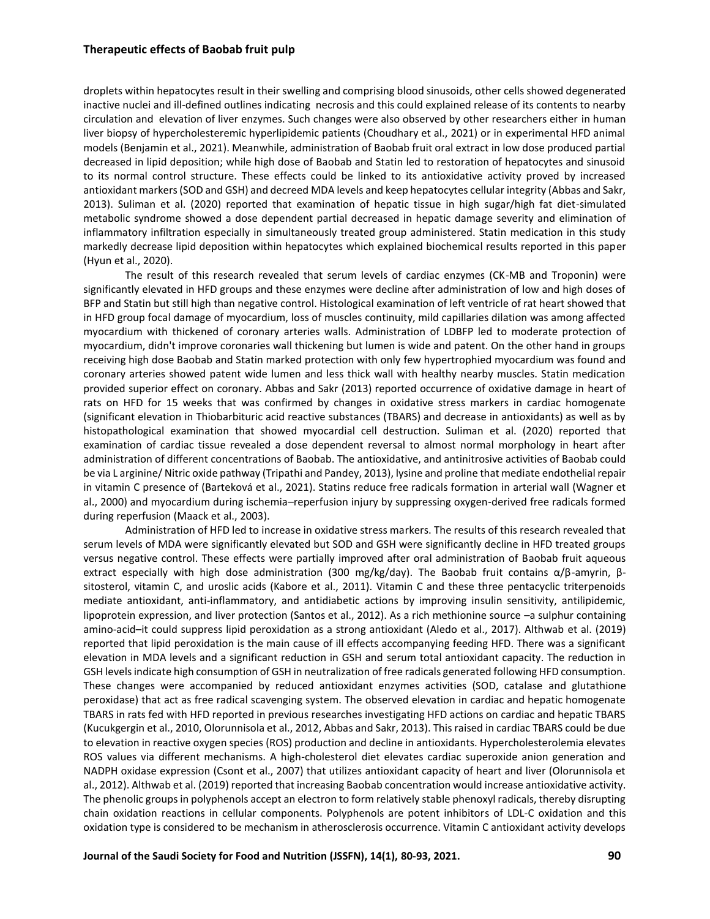droplets within hepatocytes result in their swelling and comprising blood sinusoids, other cells showed degenerated inactive nuclei and ill-defined outlines indicating necrosis and this could explained release of its contents to nearby circulation and elevation of liver enzymes. Such changes were also observed by other researchers either in human liver biopsy of hypercholesteremic hyperlipidemic patients (Choudhary et al., 2021) or in experimental HFD animal models (Benjamin et al., 2021). Meanwhile, administration of Baobab fruit oral extract in low dose produced partial decreased in lipid deposition; while high dose of Baobab and Statin led to restoration of hepatocytes and sinusoid to its normal control structure. These effects could be linked to its antioxidative activity proved by increased antioxidant markers (SOD and GSH) and decreed MDA levels and keep hepatocytes cellular integrity (Abbas and Sakr, 2013). Suliman et al. (2020) reported that examination of hepatic tissue in high sugar/high fat diet-simulated metabolic syndrome showed a dose dependent partial decreased in hepatic damage severity and elimination of inflammatory infiltration especially in simultaneously treated group administered. Statin medication in this study markedly decrease lipid deposition within hepatocytes which explained biochemical results reported in this paper (Hyun et al., 2020).

The result of this research revealed that serum levels of cardiac enzymes (CK-MB and Troponin) were significantly elevated in HFD groups and these enzymes were decline after administration of low and high doses of BFP and Statin but still high than negative control. Histological examination of left ventricle of rat heart showed that in HFD group focal damage of myocardium, loss of muscles continuity, mild capillaries dilation was among affected myocardium with thickened of coronary arteries walls. Administration of LDBFP led to moderate protection of myocardium, didn't improve coronaries wall thickening but lumen is wide and patent. On the other hand in groups receiving high dose Baobab and Statin marked protection with only few hypertrophied myocardium was found and coronary arteries showed patent wide lumen and less thick wall with healthy nearby muscles. Statin medication provided superior effect on coronary. Abbas and Sakr (2013) reported occurrence of oxidative damage in heart of rats on HFD for 15 weeks that was confirmed by changes in oxidative stress markers in cardiac homogenate (significant elevation in Thiobarbituric acid reactive substances (TBARS) and decrease in antioxidants) as well as by histopathological examination that showed myocardial cell destruction. Suliman et al. (2020) reported that examination of cardiac tissue revealed a dose dependent reversal to almost normal morphology in heart after administration of different concentrations of Baobab. The antioxidative, and antinitrosive activities of Baobab could be via L arginine/ Nitric oxide pathway (Tripathi and Pandey, 2013), lysine and proline that mediate endothelial repair in vitamin C presence of (Barteková et al., 2021). Statins reduce free radicals formation in arterial wall (Wagner et al., 2000) and myocardium during ischemia–reperfusion injury by suppressing oxygen-derived free radicals formed during reperfusion (Maack et al., 2003).

Administration of HFD led to increase in oxidative stress markers. The results of this research revealed that serum levels of MDA were significantly elevated but SOD and GSH were significantly decline in HFD treated groups versus negative control. These effects were partially improved after oral administration of Baobab fruit aqueous extract especially with high dose administration (300 mg/kg/day). The Baobab fruit contains α/β-amyrin, β-sitosterol, vitamin C, and uroslic acids (Kabore et al., 2011). Vitamin C and these three pentacyclic triterpenoids mediate antioxidant, anti-inflammatory, and antidiabetic actions by improving insulin sensitivity, antilipidemic, lipoprotein expression, and liver protection (Santos et al., 2012). As a rich methionine source –a sulphur containing amino-acid–it could suppress lipid peroxidation as a strong antioxidant (Aledo et al., 2017). Althwab et al. (2019) reported that lipid peroxidation is the main cause of ill effects accompanying feeding HFD. There was a significant elevation in MDA levels and a significant reduction in GSH and serum total antioxidant capacity. The reduction in GSH levels indicate high consumption of GSH in neutralization of free radicals generated following HFD consumption. These changes were accompanied by reduced antioxidant enzymes activities (SOD, catalase and glutathione peroxidase) that act as free radical scavenging system. The observed elevation in cardiac and hepatic homogenate TBARS in rats fed with HFD reported in previous researches investigating HFD actions on cardiac and hepatic TBARS (Kucukgergin et al., 2010, Olorunnisola et al., 2012, Abbas and Sakr, 2013). This raised in cardiac TBARS could be due to elevation in reactive oxygen species (ROS) production and decline in antioxidants. Hypercholesterolemia elevates ROS values via different mechanisms. A high-cholesterol diet elevates cardiac superoxide anion generation and NADPH oxidase expression (Csont et al., 2007) that utilizes antioxidant capacity of heart and liver (Olorunnisola et al., 2012). Althwab et al. (2019) reported that increasing Baobab concentration would increase antioxidative activity. The phenolic groups in polyphenols accept an electron to form relatively stable phenoxyl radicals, thereby disrupting chain oxidation reactions in cellular components. Polyphenols are potent inhibitors of LDL-C oxidation and this oxidation type is considered to be mechanism in atherosclerosis occurrence. Vitamin C antioxidant activity develops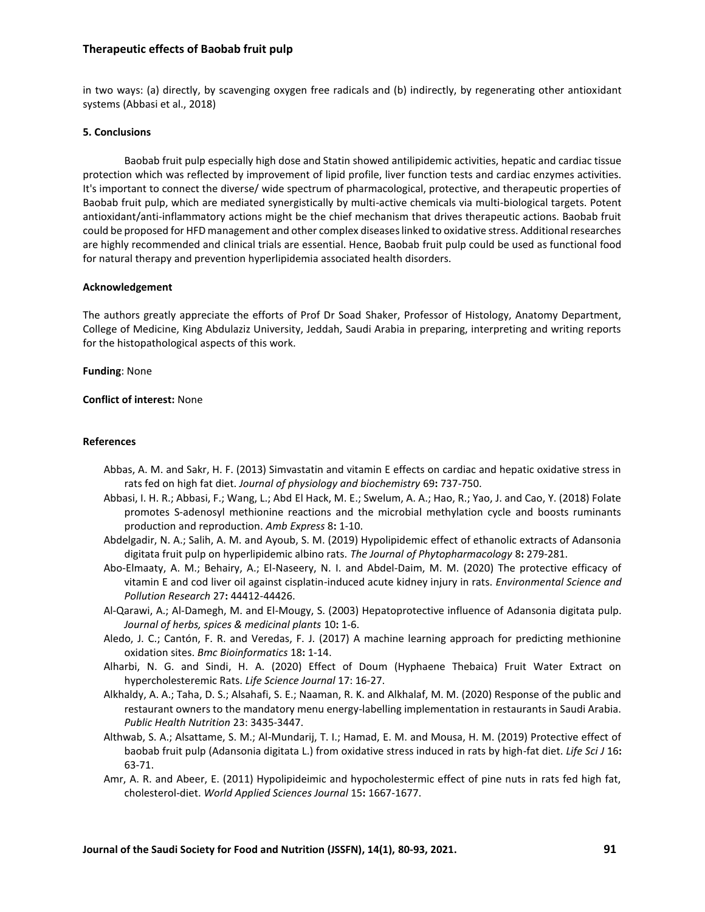in two ways: (a) directly, by scavenging oxygen free radicals and (b) indirectly, by regenerating other antioxidant systems (Abbasi et al., 2018)

## 5. Conclusions

Baobab fruit pulp especially high dose and Statin showed antilipidemic activities, hepatic and cardiac tissue protection which was reflected by improvement of lipid profile, liver function tests and cardiac enzymes activities. It's important to connect the diverse/ wide spectrum of pharmacological, protective, and therapeutic properties of Baobab fruit pulp, which are mediated synergistically by multi-active chemicals via multi-biological targets. Potent antioxidant/anti-inflammatory actions might be the chief mechanism that drives therapeutic actions. Baobab fruit could be proposed for HFD management and other complex diseases linked to oxidative stress. Additional researches are highly recommended and clinical trials are essential. Hence, Baobab fruit pulp could be used as functional food for natural therapy and prevention hyperlipidemia associated health disorders.

## Acknowledgement

The authors greatly appreciate the efforts of Prof Dr Soad Shaker, Professor of Histology, Anatomy Department, College of Medicine, King Abdulaziz University, Jeddah, Saudi Arabia in preparing, interpreting and writing reports for the histopathological aspects of this work.

**Funding**: None

**Conflict of interest:** None

## References

Abbas, A. M. and Sakr, H. F. (2013) Simvastatin and vitamin E effects on cardiac and hepatic oxidative stress in rats fed on high fat diet. *Journal of physiology and biochemistry* 69**:** 737-750.

Abbasi, I. H. R.; Abbasi, F.; Wang, L.; Abd El Hack, M. E.; Swelum, A. A.; Hao, R.; Yao, J. and Cao, Y. (2018) Folate promotes S-adenosyl methionine reactions and the microbial methylation cycle and boosts ruminants production and reproduction. *Amb Express* 8**:** 1-10.

Abdelgadir, N. A.; Salih, A. M. and Ayoub, S. M. (2019) Hypolipidemic effect of ethanolic extracts of Adansonia digitata fruit pulp on hyperlipidemic albino rats. *The Journal of Phytopharmacology* 8**:** 279-281.

Abo-Elmaaty, A. M.; Behairy, A.; El-Naseery, N. I. and Abdel-Daim, M. M. (2020) The protective efficacy of vitamin E and cod liver oil against cisplatin-induced acute kidney injury in rats. *Environmental Science and Pollution Research* 27**:** 44412-44426.

Al-Qarawi, A.; Al-Damegh, M. and El-Mougy, S. (2003) Hepatoprotective influence of Adansonia digitata pulp. *Journal of herbs, spices & medicinal plants* 10**:** 1-6.

Aledo, J. C.; Cantón, F. R. and Veredas, F. J. (2017) A machine learning approach for predicting methionine oxidation sites. *Bmc Bioinformatics* 18**:** 1-14.

Alharbi, N. G. and Sindi, H. A. (2020) Effect of Doum (Hyphaene Thebaica) Fruit Water Extract on hypercholesteremic Rats. *Life Science Journal* 17: 16-27.

Alkhaldy, A. A.; Taha, D. S.; Alsahafi, S. E.; Naaman, R. K. and Alkhalaf, M. M. (2020) Response of the public and restaurant owners to the mandatory menu energy-labelling implementation in restaurants in Saudi Arabia. *Public Health Nutrition* 23: 3435-3447.

Althwab, S. A.; Alsattame, S. M.; Al-Mundarij, T. I.; Hamad, E. M. and Mousa, H. M. (2019) Protective effect of baobab fruit pulp (Adansonia digitata L.) from oxidative stress induced in rats by high-fat diet. *Life Sci J* 16**:** 63-71.

Amr, A. R. and Abeer, E. (2011) Hypolipideimic and hypocholestermic effect of pine nuts in rats fed high fat, cholesterol-diet. *World Applied Sciences Journal* 15**:** 1667-1677.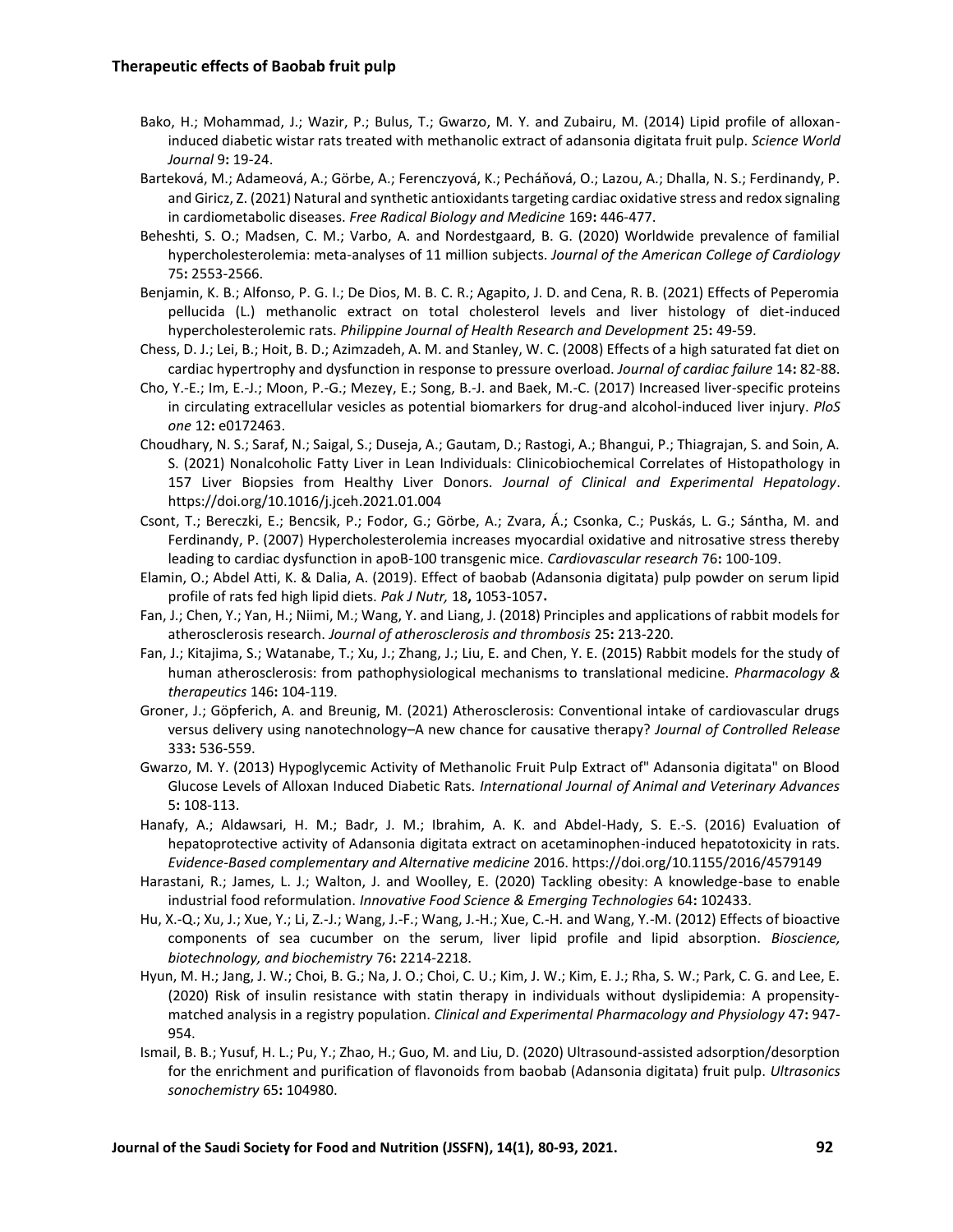Bako, H.; Mohammad, J.; Wazir, P.; Bulus, T.; Gwarzo, M. Y. and Zubairu, M. (2014) Lipid profile of alloxan-induced diabetic wistar rats treated with methanolic extract of adansonia digitata fruit pulp. *Science World Journal* 9**:** 19-24.

Barteková, M.; Adameová, A.; Görbe, A.; Ferenczyová, K.; Pecháňová, O.; Lazou, A.; Dhalla, N. S.; Ferdinandy, P. and Giricz, Z. (2021) Natural and synthetic antioxidants targeting cardiac oxidative stress and redox signaling in cardiometabolic diseases. *Free Radical Biology and Medicine* 169**:** 446-477.

Beheshti, S. O.; Madsen, C. M.; Varbo, A. and Nordestgaard, B. G. (2020) Worldwide prevalence of familial hypercholesterolemia: meta-analyses of 11 million subjects. *Journal of the American College of Cardiology* 75**:** 2553-2566.

Benjamin, K. B.; Alfonso, P. G. I.; De Dios, M. B. C. R.; Agapito, J. D. and Cena, R. B. (2021) Effects of Peperomia pellucida (L.) methanolic extract on total cholesterol levels and liver histology of diet-induced hypercholesterolemic rats. *Philippine Journal of Health Research and Development* 25**:** 49-59.

Chess, D. J.; Lei, B.; Hoit, B. D.; Azimzadeh, A. M. and Stanley, W. C. (2008) Effects of a high saturated fat diet on cardiac hypertrophy and dysfunction in response to pressure overload. *Journal of cardiac failure* 14**:** 82-88.

Cho, Y.-E.; Im, E.-J.; Moon, P.-G.; Mezey, E.; Song, B.-J. and Baek, M.-C. (2017) Increased liver-specific proteins in circulating extracellular vesicles as potential biomarkers for drug-and alcohol-induced liver injury. *PloS one* 12**:** e0172463.

Choudhary, N. S.; Saraf, N.; Saigal, S.; Duseja, A.; Gautam, D.; Rastogi, A.; Bhangui, P.; Thiagrajan, S. and Soin, A. S. (2021) Nonalcoholic Fatty Liver in Lean Individuals: Clinicobiochemical Correlates of Histopathology in 157 Liver Biopsies from Healthy Liver Donors. *Journal of Clinical and Experimental Hepatology*. https://doi.org/10.1016/j.jceh.2021.01.004

Csont, T.; Bereczki, E.; Bencsik, P.; Fodor, G.; Görbe, A.; Zvara, Á.; Csonka, C.; Puskás, L. G.; Sántha, M. and Ferdinandy, P. (2007) Hypercholesterolemia increases myocardial oxidative and nitrosative stress thereby leading to cardiac dysfunction in apoB-100 transgenic mice. *Cardiovascular research* 76**:** 100-109.

Elamin, O.; Abdel Atti, K. & Dalia, A. (2019). Effect of baobab (Adansonia digitata) pulp powder on serum lipid profile of rats fed high lipid diets. *Pak J Nutr,* 18**,** 1053-1057**.**

Fan, J.; Chen, Y.; Yan, H.; Niimi, M.; Wang, Y. and Liang, J. (2018) Principles and applications of rabbit models for atherosclerosis research. *Journal of atherosclerosis and thrombosis* 25**:** 213-220.

Fan, J.; Kitajima, S.; Watanabe, T.; Xu, J.; Zhang, J.; Liu, E. and Chen, Y. E. (2015) Rabbit models for the study of human atherosclerosis: from pathophysiological mechanisms to translational medicine. *Pharmacology & therapeutics* 146**:** 104-119.

Groner, J.; Göpferich, A. and Breunig, M. (2021) Atherosclerosis: Conventional intake of cardiovascular drugs versus delivery using nanotechnology–A new chance for causative therapy? *Journal of Controlled Release* 333**:** 536-559.

Gwarzo, M. Y. (2013) Hypoglycemic Activity of Methanolic Fruit Pulp Extract of" Adansonia digitata" on Blood Glucose Levels of Alloxan Induced Diabetic Rats. *International Journal of Animal and Veterinary Advances* 5**:** 108-113.

Hanafy, A.; Aldawsari, H. M.; Badr, J. M.; Ibrahim, A. K. and Abdel-Hady, S. E.-S. (2016) Evaluation of hepatoprotective activity of Adansonia digitata extract on acetaminophen-induced hepatotoxicity in rats. *Evidence-Based complementary and Alternative medicine* 2016. https://doi.org/10.1155/2016/4579149

Harastani, R.; James, L. J.; Walton, J. and Woolley, E. (2020) Tackling obesity: A knowledge-base to enable industrial food reformulation. *Innovative Food Science & Emerging Technologies* 64**:** 102433.

Hu, X.-Q.; Xu, J.; Xue, Y.; Li, Z.-J.; Wang, J.-F.; Wang, J.-H.; Xue, C.-H. and Wang, Y.-M. (2012) Effects of bioactive components of sea cucumber on the serum, liver lipid profile and lipid absorption. *Bioscience, biotechnology, and biochemistry* 76**:** 2214-2218.

Hyun, M. H.; Jang, J. W.; Choi, B. G.; Na, J. O.; Choi, C. U.; Kim, J. W.; Kim, E. J.; Rha, S. W.; Park, C. G. and Lee, E. (2020) Risk of insulin resistance with statin therapy in individuals without dyslipidemia: A propensity-matched analysis in a registry population. *Clinical and Experimental Pharmacology and Physiology* 47**:** 947-954.

Ismail, B. B.; Yusuf, H. L.; Pu, Y.; Zhao, H.; Guo, M. and Liu, D. (2020) Ultrasound-assisted adsorption/desorption for the enrichment and purification of flavonoids from baobab (Adansonia digitata) fruit pulp. *Ultrasonics sonochemistry* 65**:** 104980.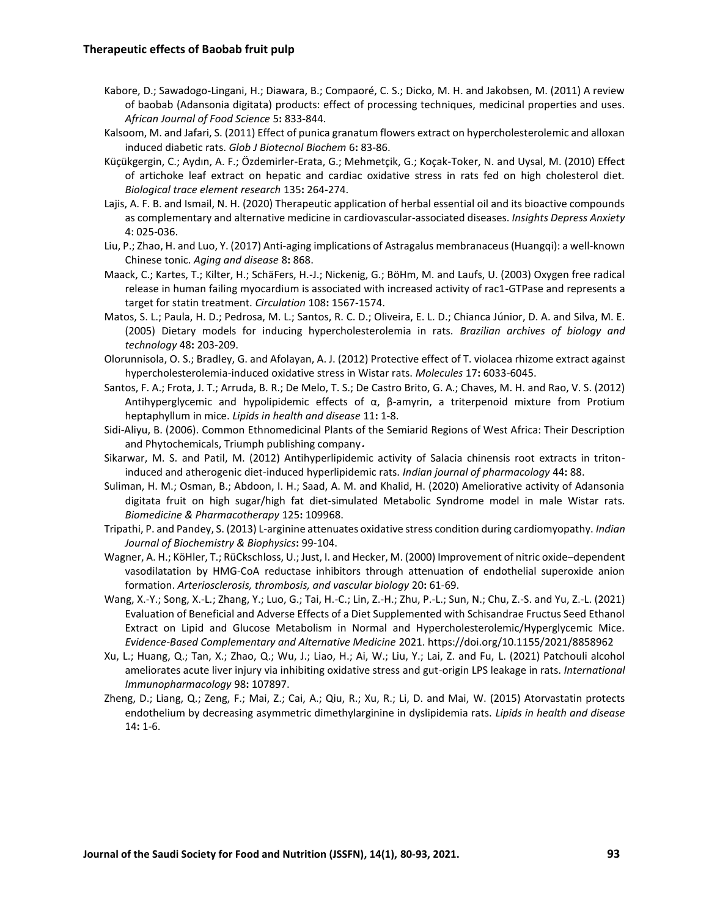Kabore, D.; Sawadogo-Lingani, H.; Diawara, B.; Compaoré, C. S.; Dicko, M. H. and Jakobsen, M. (2011) A review of baobab (Adansonia digitata) products: effect of processing techniques, medicinal properties and uses. *African Journal of Food Science* 5**:** 833-844.

Kalsoom, M. and Jafari, S. (2011) Effect of punica granatum flowers extract on hypercholesterolemic and alloxan induced diabetic rats. *Glob J Biotecnol Biochem* 6**:** 83-86.

Küçükgergin, C.; Aydın, A. F.; Özdemirler-Erata, G.; Mehmetçik, G.; Koçak-Toker, N. and Uysal, M. (2010) Effect of artichoke leaf extract on hepatic and cardiac oxidative stress in rats fed on high cholesterol diet. *Biological trace element research* 135**:** 264-274.

Lajis, A. F. B. and Ismail, N. H. (2020) Therapeutic application of herbal essential oil and its bioactive compounds as complementary and alternative medicine in cardiovascular-associated diseases. *Insights Depress Anxiety* 4: 025-036.

Liu, P.; Zhao, H. and Luo, Y. (2017) Anti-aging implications of Astragalus membranaceus (Huangqi): a well-known Chinese tonic. *Aging and disease* 8**:** 868.

Maack, C.; Kartes, T.; Kilter, H.; SchäFers, H.-J.; Nickenig, G.; BöHm, M. and Laufs, U. (2003) Oxygen free radical release in human failing myocardium is associated with increased activity of rac1-GTPase and represents a target for statin treatment. *Circulation* 108**:** 1567-1574.

Matos, S. L.; Paula, H. D.; Pedrosa, M. L.; Santos, R. C. D.; Oliveira, E. L. D.; Chianca Júnior, D. A. and Silva, M. E. (2005) Dietary models for inducing hypercholesterolemia in rats. *Brazilian archives of biology and technology* 48**:** 203-209.

Olorunnisola, O. S.; Bradley, G. and Afolayan, A. J. (2012) Protective effect of T. violacea rhizome extract against hypercholesterolemia-induced oxidative stress in Wistar rats. *Molecules* 17**:** 6033-6045.

Santos, F. A.; Frota, J. T.; Arruda, B. R.; De Melo, T. S.; De Castro Brito, G. A.; Chaves, M. H. and Rao, V. S. (2012) Antihyperglycemic and hypolipidemic effects of α, β-amyrin, a triterpenoid mixture from Protium heptaphyllum in mice. *Lipids in health and disease* 11**:** 1-8.

Sidi-Aliyu, B. (2006). Common Ethnomedicinal Plants of the Semiarid Regions of West Africa: Their Description and Phytochemicals, Triumph publishing company*.*

Sikarwar, M. S. and Patil, M. (2012) Antihyperlipidemic activity of Salacia chinensis root extracts in triton-induced and atherogenic diet-induced hyperlipidemic rats. *Indian journal of pharmacology* 44**:** 88.

Suliman, H. M.; Osman, B.; Abdoon, I. H.; Saad, A. M. and Khalid, H. (2020) Ameliorative activity of Adansonia digitata fruit on high sugar/high fat diet-simulated Metabolic Syndrome model in male Wistar rats. *Biomedicine & Pharmacotherapy* 125**:** 109968.

Tripathi, P. and Pandey, S. (2013) L-arginine attenuates oxidative stress condition during cardiomyopathy. *Indian Journal of Biochemistry & Biophysics***:** 99-104.

Wagner, A. H.; KöHler, T.; RüCkschloss, U.; Just, I. and Hecker, M. (2000) Improvement of nitric oxide–dependent vasodilatation by HMG-CoA reductase inhibitors through attenuation of endothelial superoxide anion formation. *Arteriosclerosis, thrombosis, and vascular biology* 20**:** 61-69.

Wang, X.-Y.; Song, X.-L.; Zhang, Y.; Luo, G.; Tai, H.-C.; Lin, Z.-H.; Zhu, P.-L.; Sun, N.; Chu, Z.-S. and Yu, Z.-L. (2021) Evaluation of Beneficial and Adverse Effects of a Diet Supplemented with Schisandrae Fructus Seed Ethanol Extract on Lipid and Glucose Metabolism in Normal and Hypercholesterolemic/Hyperglycemic Mice. *Evidence-Based Complementary and Alternative Medicine* 2021. https://doi.org/10.1155/2021/8858962

Xu, L.; Huang, Q.; Tan, X.; Zhao, Q.; Wu, J.; Liao, H.; Ai, W.; Liu, Y.; Lai, Z. and Fu, L. (2021) Patchouli alcohol ameliorates acute liver injury via inhibiting oxidative stress and gut-origin LPS leakage in rats. *International Immunopharmacology* 98**:** 107897.

Zheng, D.; Liang, Q.; Zeng, F.; Mai, Z.; Cai, A.; Qiu, R.; Xu, R.; Li, D. and Mai, W. (2015) Atorvastatin protects endothelium by decreasing asymmetric dimethylarginine in dyslipidemia rats. *Lipids in health and disease* 14**:** 1-6.